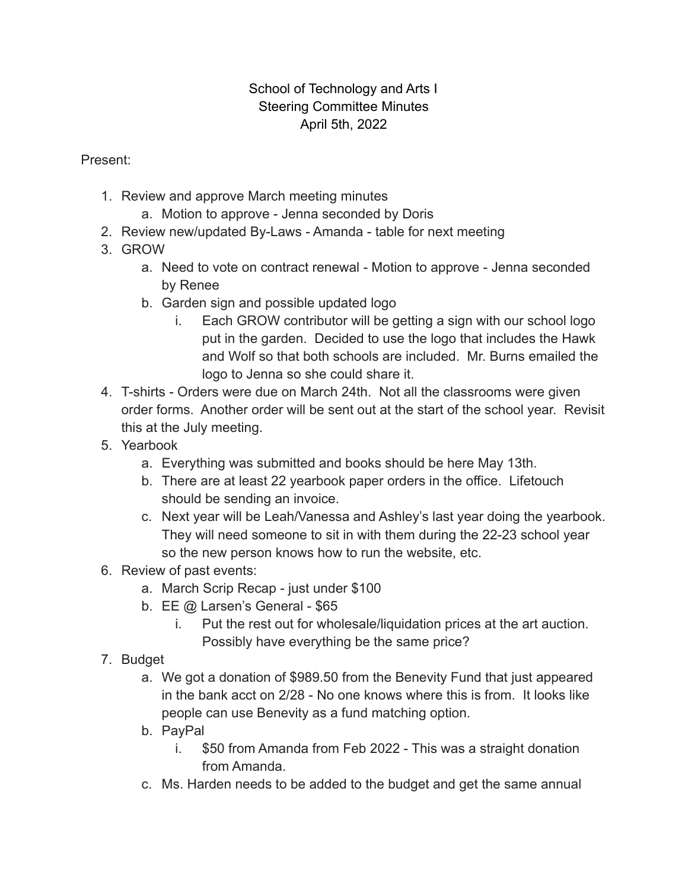School of Technology and Arts I
Steering Committee Minutes
April 5th, 2022

Present:

1. Review and approve March meeting minutes
    a. Motion to approve - Jenna seconded by Doris
2. Review new/updated By-Laws - Amanda - table for next meeting
3. GROW
    a. Need to vote on contract renewal - Motion to approve - Jenna seconded by Renee
    b. Garden sign and possible updated logo
        i. Each GROW contributor will be getting a sign with our school logo put in the garden. Decided to use the logo that includes the Hawk and Wolf so that both schools are included. Mr. Burns emailed the logo to Jenna so she could share it.
4. T-shirts - Orders were due on March 24th. Not all the classrooms were given order forms. Another order will be sent out at the start of the school year. Revisit this at the July meeting.
5. Yearbook
    a. Everything was submitted and books should be here May 13th.
    b. There are at least 22 yearbook paper orders in the office. Lifetouch should be sending an invoice.
    c. Next year will be Leah/Vanessa and Ashley's last year doing the yearbook. They will need someone to sit in with them during the 22-23 school year so the new person knows how to run the website, etc.
6. Review of past events:
    a. March Scrip Recap - just under $100
    b. EE @ Larsen's General - $65
        i. Put the rest out for wholesale/liquidation prices at the art auction. Possibly have everything be the same price?
7. Budget
    a. We got a donation of $989.50 from the Benevity Fund that just appeared in the bank acct on 2/28 - No one knows where this is from. It looks like people can use Benevity as a fund matching option.
    b. PayPal
        i. $50 from Amanda from Feb 2022 - This was a straight donation from Amanda.
    c. Ms. Harden needs to be added to the budget and get the same annual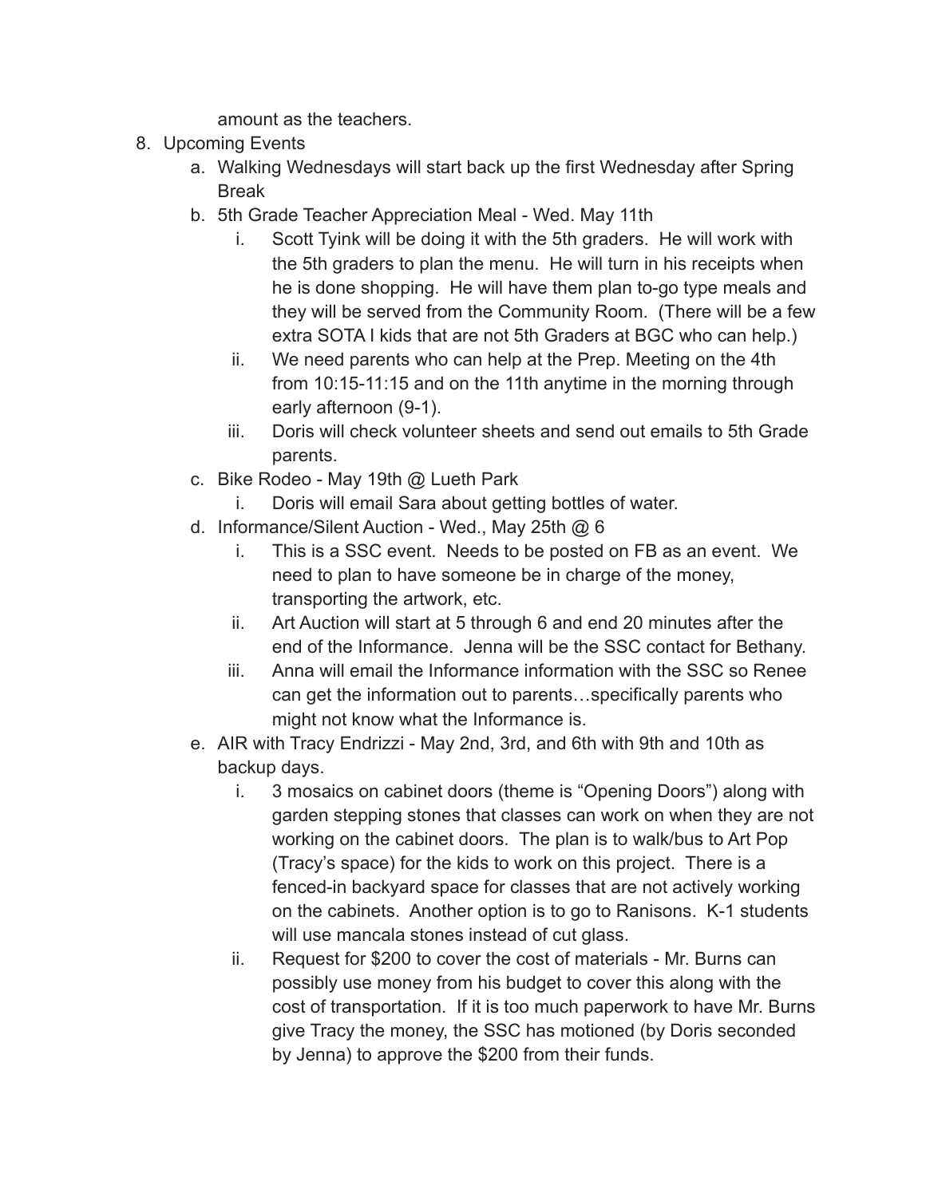amount as the teachers.

8. Upcoming Events
    a. Walking Wednesdays will start back up the first Wednesday after Spring Break
    b. 5th Grade Teacher Appreciation Meal - Wed. May 11th
        i. Scott Tyink will be doing it with the 5th graders. He will work with the 5th graders to plan the menu. He will turn in his receipts when he is done shopping. He will have them plan to-go type meals and they will be served from the Community Room. (There will be a few extra SOTA I kids that are not 5th Graders at BGC who can help.)
        ii. We need parents who can help at the Prep. Meeting on the 4th from 10:15-11:15 and on the 11th anytime in the morning through early afternoon (9-1).
        iii. Doris will check volunteer sheets and send out emails to 5th Grade parents.
    c. Bike Rodeo - May 19th @ Lueth Park
        i. Doris will email Sara about getting bottles of water.
    d. Informance/Silent Auction - Wed., May 25th @ 6
        i. This is a SSC event. Needs to be posted on FB as an event. We need to plan to have someone be in charge of the money, transporting the artwork, etc.
        ii. Art Auction will start at 5 through 6 and end 20 minutes after the end of the Informance. Jenna will be the SSC contact for Bethany.
        iii. Anna will email the Informance information with the SSC so Renee can get the information out to parents…specifically parents who might not know what the Informance is.
    e. AIR with Tracy Endrizzi - May 2nd, 3rd, and 6th with 9th and 10th as backup days.
        i. 3 mosaics on cabinet doors (theme is “Opening Doors”) along with garden stepping stones that classes can work on when they are not working on the cabinet doors. The plan is to walk/bus to Art Pop (Tracy’s space) for the kids to work on this project. There is a fenced-in backyard space for classes that are not actively working on the cabinets. Another option is to go to Ranisons. K-1 students will use mancala stones instead of cut glass.
        ii. Request for $200 to cover the cost of materials - Mr. Burns can possibly use money from his budget to cover this along with the cost of transportation. If it is too much paperwork to have Mr. Burns give Tracy the money, the SSC has motioned (by Doris seconded by Jenna) to approve the $200 from their funds.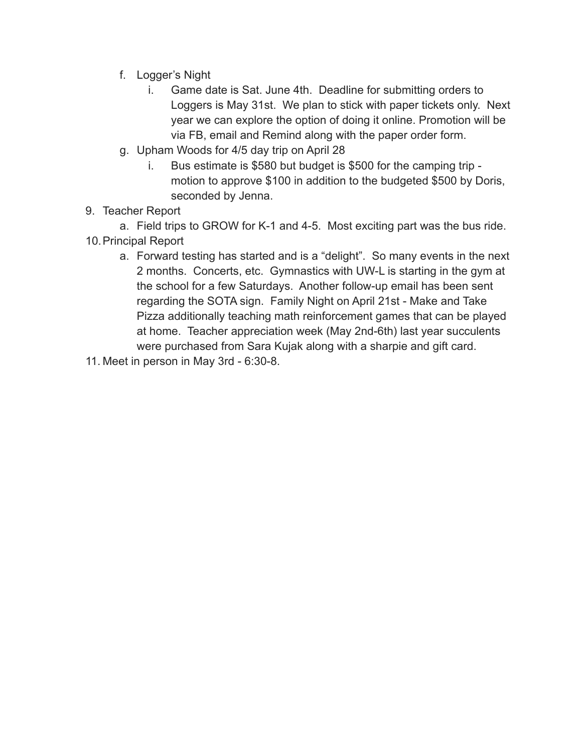f. Logger's Night
   i. Game date is Sat. June 4th. Deadline for submitting orders to Loggers is May 31st. We plan to stick with paper tickets only. Next year we can explore the option of doing it online. Promotion will be via FB, email and Remind along with the paper order form.

g. Upham Woods for 4/5 day trip on April 28
   i. Bus estimate is $580 but budget is $500 for the camping trip - motion to approve $100 in addition to the budgeted $500 by Doris, seconded by Jenna.

9. Teacher Report
   a. Field trips to GROW for K-1 and 4-5. Most exciting part was the bus ride.
10. Principal Report
    a. Forward testing has started and is a "delight". So many events in the next 2 months. Concerts, etc. Gymnastics with UW-L is starting in the gym at the school for a few Saturdays. Another follow-up email has been sent regarding the SOTA sign. Family Night on April 21st - Make and Take Pizza additionally teaching math reinforcement games that can be played at home. Teacher appreciation week (May 2nd-6th) last year succulents were purchased from Sara Kujak along with a sharpie and gift card.
11. Meet in person in May 3rd - 6:30-8.